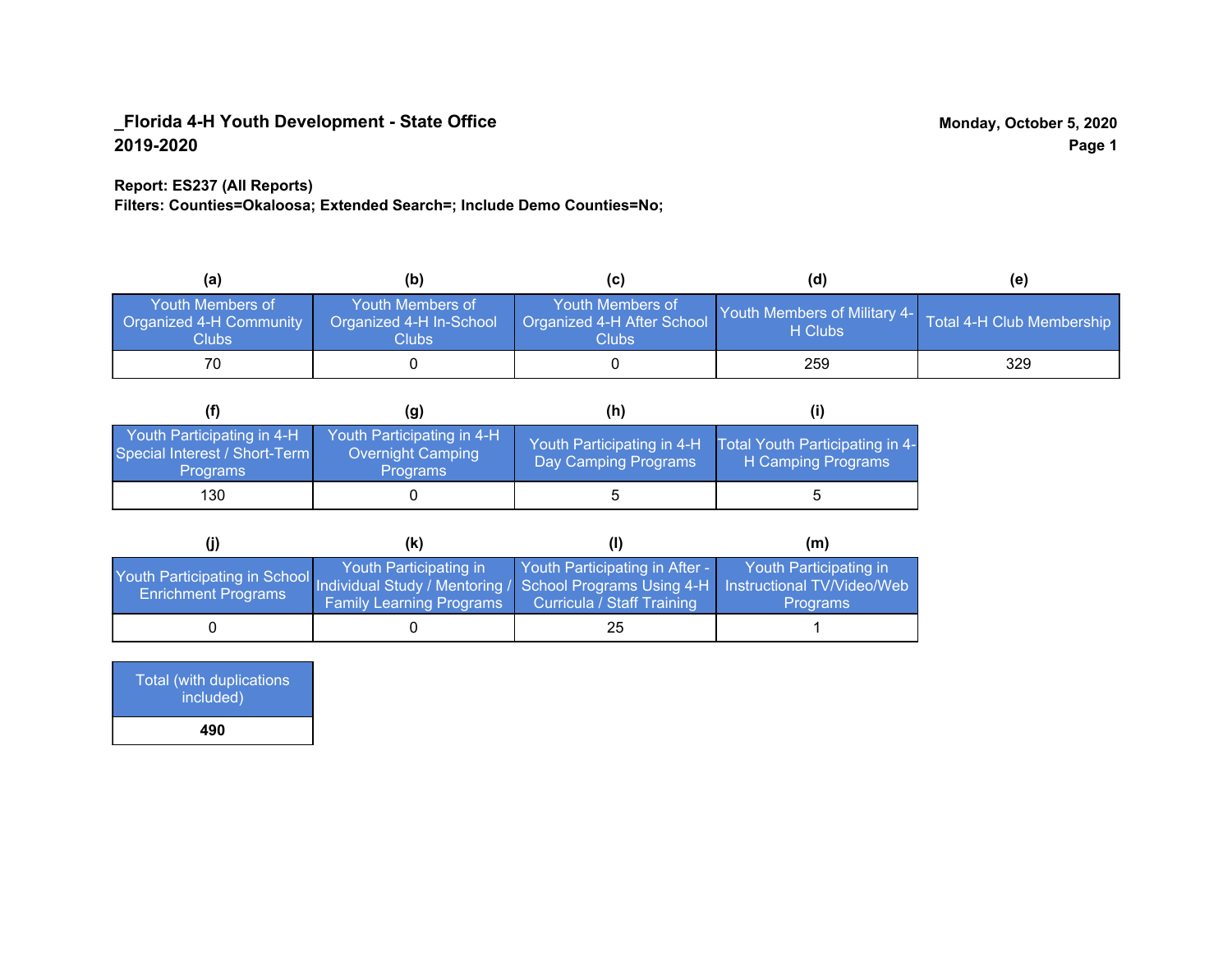**_Florida 4-H Youth Development - State Office**
**2019-2020**

**Monday, October 5, 2020**

**Report: ES237 (All Reports)**
**Filters: Counties=Okaloosa; Extended Search=; Include Demo Counties=No;**

| (a) | (b) | (c) | (d) | (e) |
|---|---|---|---|---|
| Youth Members of Organized 4-H Community Clubs | Youth Members of Organized 4-H In-School Clubs | Youth Members of Organized 4-H After School Clubs | Youth Members of Military 4-H Clubs | Total 4-H Club Membership |
| 70 | 0 | 0 | 259 | 329 |

| (f) | (g) | (h) | (i) |
|---|---|---|---|
| Youth Participating in 4-H Special Interest / Short-Term Programs | Youth Participating in 4-H Overnight Camping Programs | Youth Participating in 4-H Day Camping Programs | Total Youth Participating in 4-H Camping Programs |
| 130 | 0 | 5 | 5 |

| (j) | (k) | (l) | (m) |
|---|---|---|---|
| Youth Participating in School Enrichment Programs | Youth Participating in Individual Study / Mentoring / Family Learning Programs | Youth Participating in After - School Programs Using 4-H Curricula / Staff Training | Youth Participating in Instructional TV/Video/Web Programs |
| 0 | 0 | 25 | 1 |

| Total (with duplications included) |
|---|
| **490** |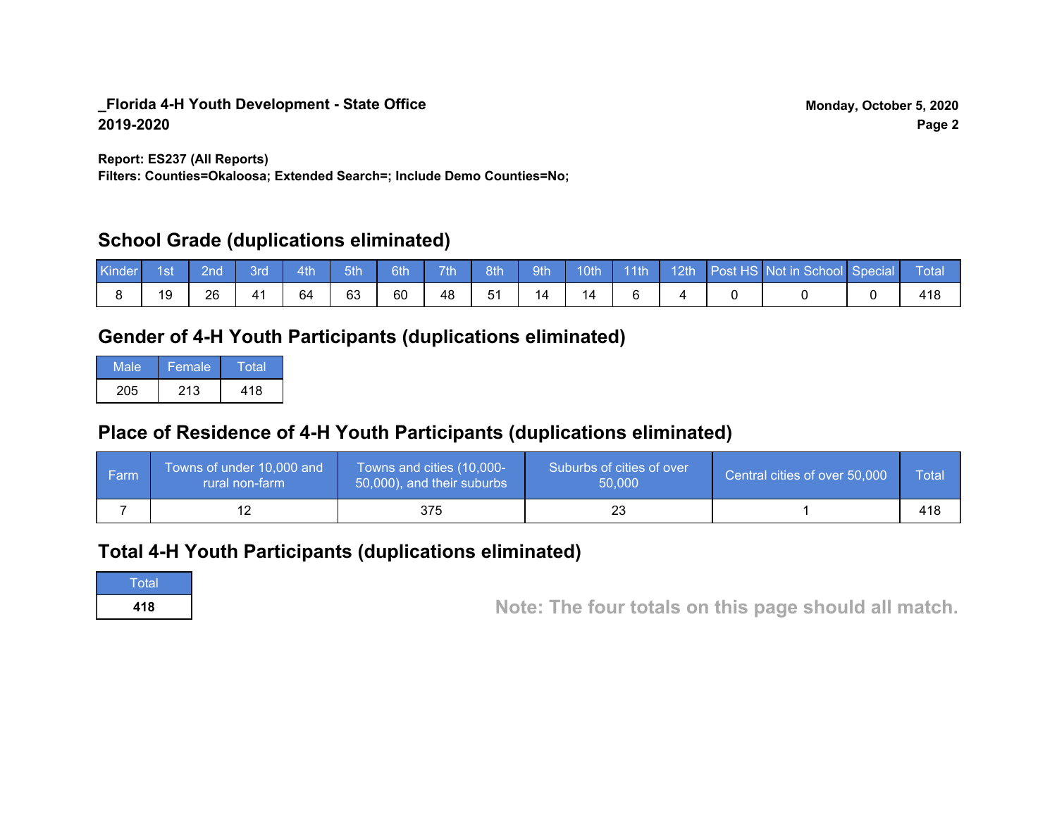**_Florida 4-H Youth Development - State Office**
**2019-2020**

**Monday, October 5, 2020**

**Report: ES237 (All Reports)**
**Filters: Counties=Okaloosa; Extended Search=; Include Demo Counties=No;**

## School Grade (duplications eliminated)

| Kinder | 1st | 2nd | 3rd | 4th | 5th | 6th | 7th | 8th | 9th | 10th | 11th | 12th | Post HS | Not in School | Special | Total |
|---|---|---|---|---|---|---|---|---|---|---|---|---|---|---|---|---|
| 8 | 19 | 26 | 41 | 64 | 63 | 60 | 48 | 51 | 14 | 14 | 6 | 4 | 0 | 0 | 0 | 418 |

## Gender of 4-H Youth Participants (duplications eliminated)

| Male | Female | Total |
|---|---|---|
| 205 | 213 | 418 |

## Place of Residence of 4-H Youth Participants (duplications eliminated)

| Farm | Towns of under 10,000 and rural non-farm | Towns and cities (10,000-50,000), and their suburbs | Suburbs of cities of over 50,000 | Central cities of over 50,000 | Total |
|---|---|---|---|---|---|
| 7 | 12 | 375 | 23 | 1 | 418 |

## Total 4-H Youth Participants (duplications eliminated)

| Total |
|---|
| **418** |

**Note: The four totals on this page should all match.**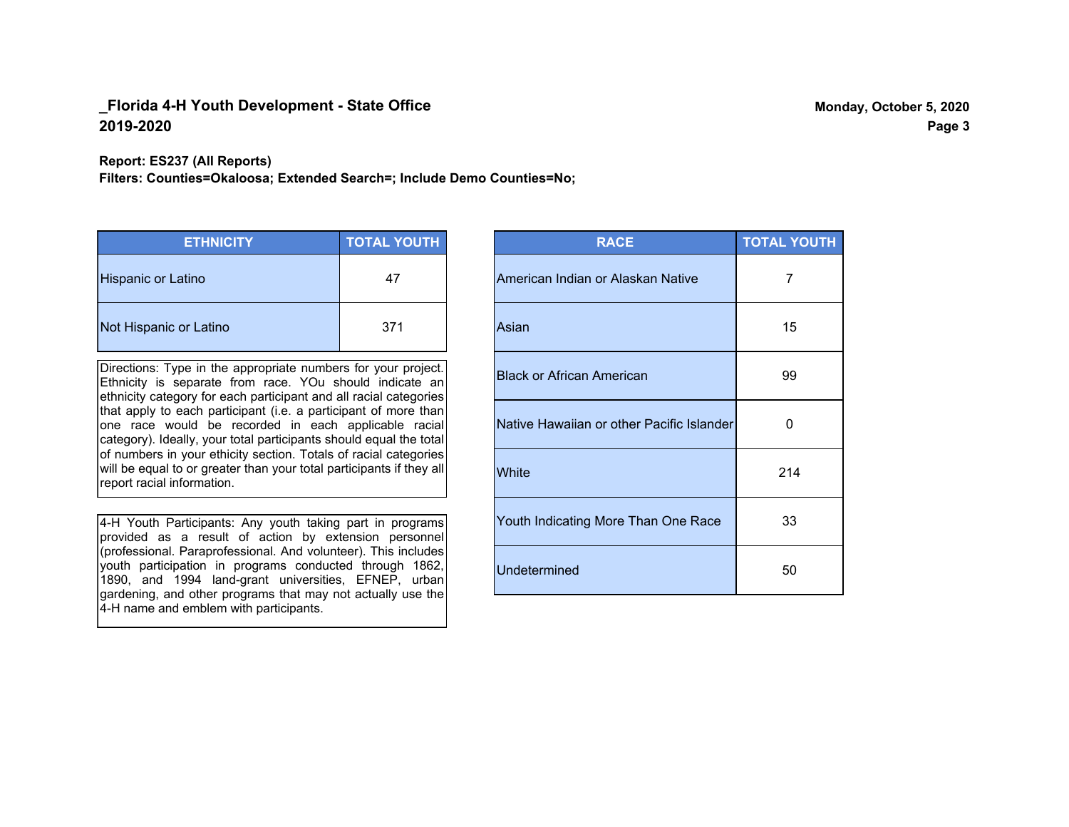**_Florida 4-H Youth Development - State Office**
**2019-2020**

**Monday, October 5, 2020**

**Report: ES237 (All Reports)**
**Filters: Counties=Okaloosa; Extended Search=; Include Demo Counties=No;**

| ETHNICITY | TOTAL YOUTH |
|---|---|
| Hispanic or Latino | 47 |
| Not Hispanic or Latino | 371 |

Directions: Type in the appropriate numbers for your project. Ethnicity is separate from race. YOu should indicate an ethnicity category for each participant and all racial categories that apply to each participant (i.e. a participant of more than one race would be recorded in each applicable racial category). Ideally, your total participants should equal the total of numbers in your ethicity section. Totals of racial categories will be equal to or greater than your total participants if they all report racial information.

4-H Youth Participants: Any youth taking part in programs provided as a result of action by extension personnel (professional. Paraprofessional. And volunteer). This includes youth participation in programs conducted through 1862, 1890, and 1994 land-grant universities, EFNEP, urban gardening, and other programs that may not actually use the 4-H name and emblem with participants.

| RACE | TOTAL YOUTH |
|---|---|
| American Indian or Alaskan Native | 7 |
| Asian | 15 |
| Black or African American | 99 |
| Native Hawaiian or other Pacific Islander | 0 |
| White | 214 |
| Youth Indicating More Than One Race | 33 |
| Undetermined | 50 |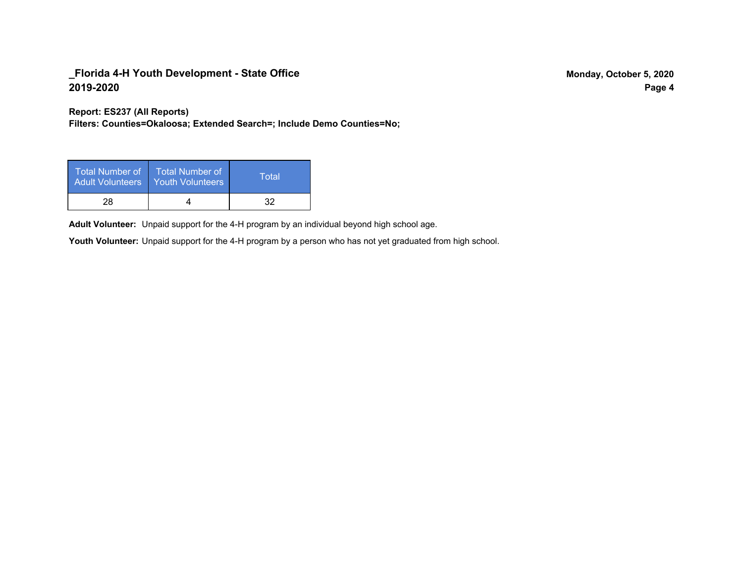**Report: ES237 (All Reports)**
**Filters: Counties=Okaloosa; Extended Search=; Include Demo Counties=No;**

| Total Number of Adult Volunteers | Total Number of Youth Volunteers | Total |
| --- | --- | --- |
| 28 | 4 | 32 |

**Adult Volunteer:** Unpaid support for the 4-H program by an individual beyond high school age.

**Youth Volunteer:** Unpaid support for the 4-H program by a person who has not yet graduated from high school.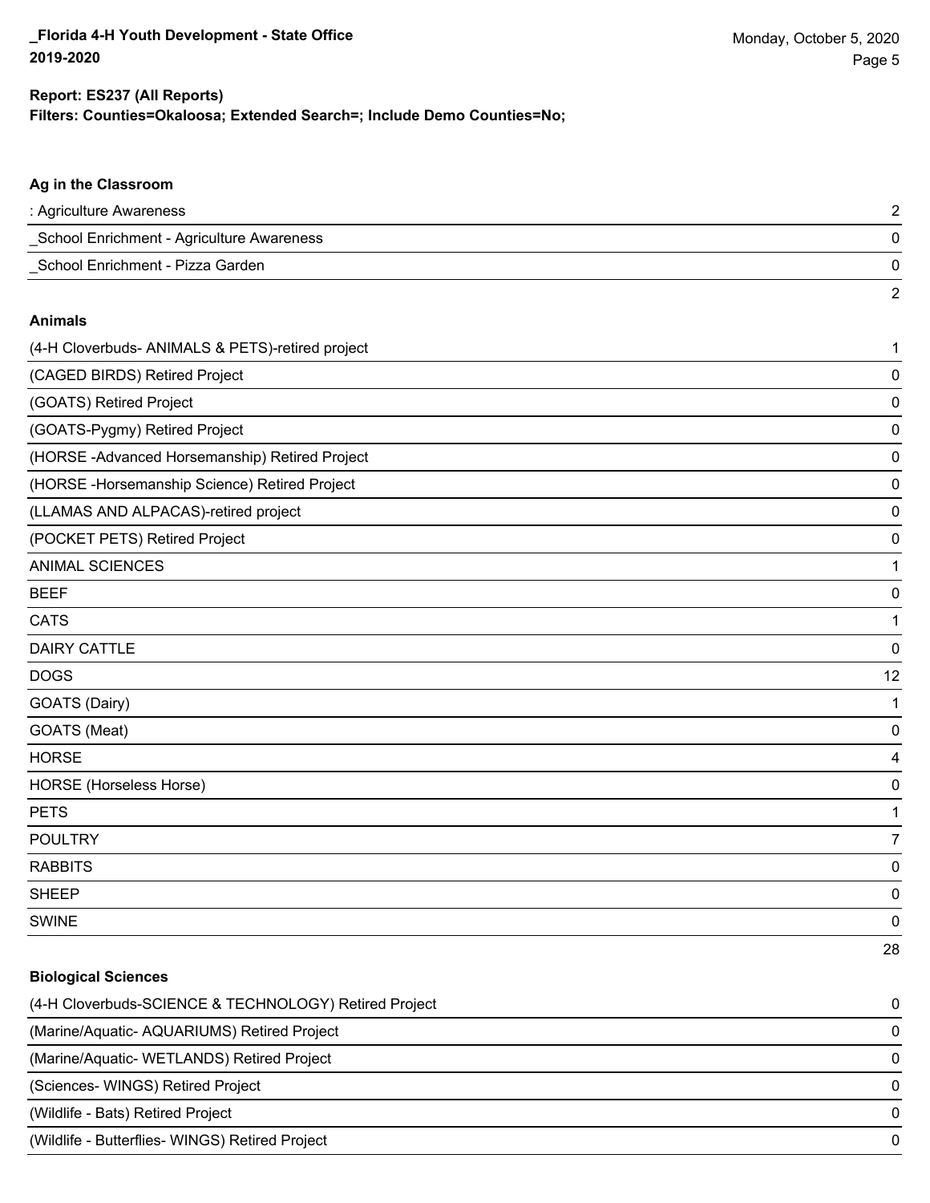**Report: ES237 (All Reports)**
**Filters: Counties=Okaloosa; Extended Search=; Include Demo Counties=No;**

### Ag in the Classroom

| | |
|---|---|
| : Agriculture Awareness | 2 |
| _School Enrichment - Agriculture Awareness | 0 |
| _School Enrichment - Pizza Garden | 0 |
| | 2 |

### Animals

| | |
|---|---|
| (4-H Cloverbuds- ANIMALS & PETS)-retired project | 1 |
| (CAGED BIRDS) Retired Project | 0 |
| (GOATS) Retired Project | 0 |
| (GOATS-Pygmy) Retired Project | 0 |
| (HORSE -Advanced Horsemanship) Retired Project | 0 |
| (HORSE -Horsemanship Science) Retired Project | 0 |
| (LLAMAS AND ALPACAS)-retired project | 0 |
| (POCKET PETS) Retired Project | 0 |
| ANIMAL SCIENCES | 1 |
| BEEF | 0 |
| CATS | 1 |
| DAIRY CATTLE | 0 |
| DOGS | 12 |
| GOATS (Dairy) | 1 |
| GOATS (Meat) | 0 |
| HORSE | 4 |
| HORSE (Horseless Horse) | 0 |
| PETS | 1 |
| POULTRY | 7 |
| RABBITS | 0 |
| SHEEP | 0 |
| SWINE | 0 |
| | 28 |

### Biological Sciences

| | |
|---|---|
| (4-H Cloverbuds-SCIENCE & TECHNOLOGY) Retired Project | 0 |
| (Marine/Aquatic- AQUARIUMS) Retired Project | 0 |
| (Marine/Aquatic- WETLANDS) Retired Project | 0 |
| (Sciences- WINGS) Retired Project | 0 |
| (Wildlife - Bats) Retired Project | 0 |
| (Wildlife - Butterflies- WINGS) Retired Project | 0 |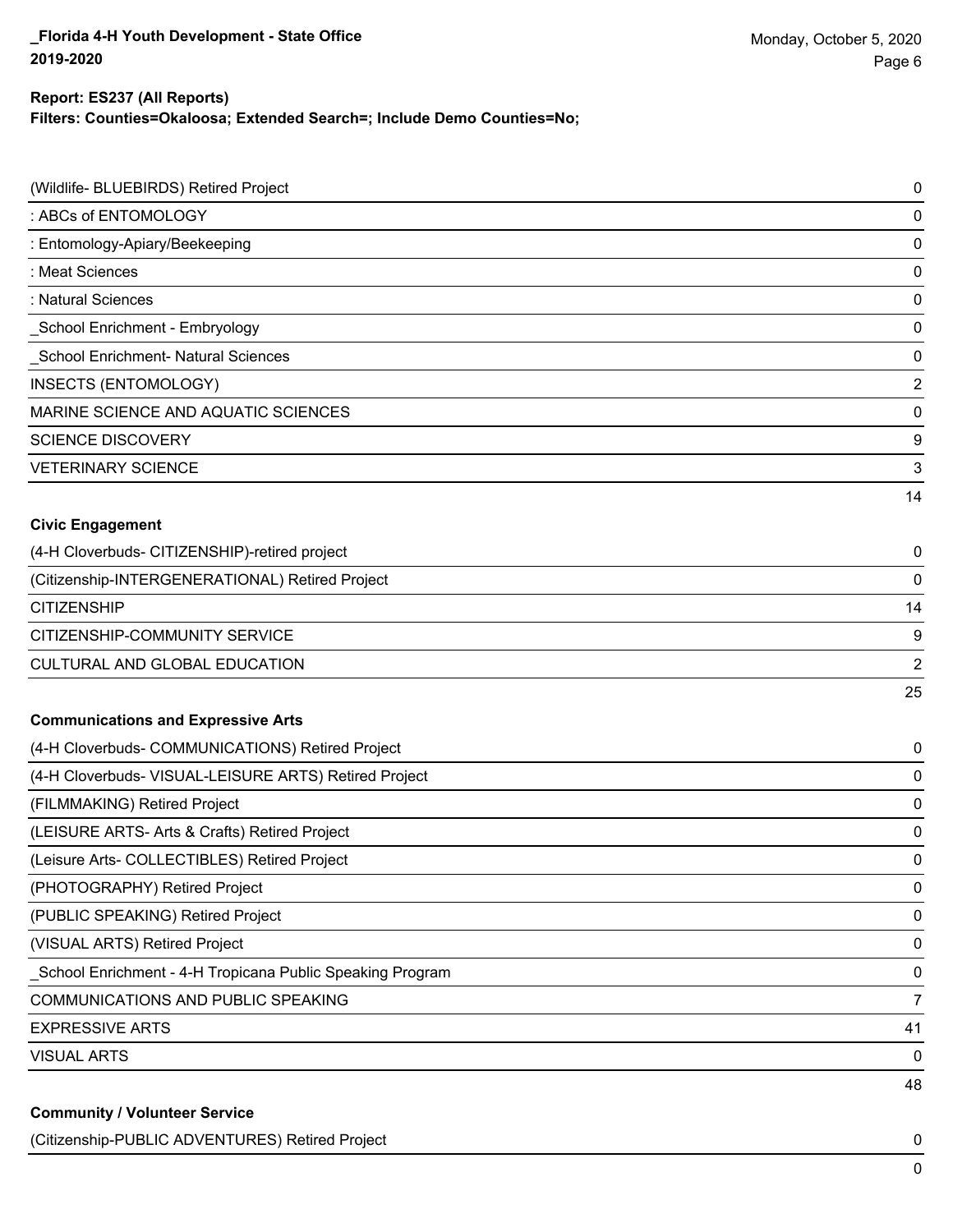**Report: ES237 (All Reports)**
**Filters: Counties=Okaloosa; Extended Search=; Include Demo Counties=No;**

| | |
|---|---|
| (Wildlife- BLUEBIRDS) Retired Project | 0 |
| : ABCs of ENTOMOLOGY | 0 |
| : Entomology-Apiary/Beekeeping | 0 |
| : Meat Sciences | 0 |
| : Natural Sciences | 0 |
| _School Enrichment - Embryology | 0 |
| _School Enrichment- Natural Sciences | 0 |
| INSECTS (ENTOMOLOGY) | 2 |
| MARINE SCIENCE AND AQUATIC SCIENCES | 0 |
| SCIENCE DISCOVERY | 9 |
| VETERINARY SCIENCE | 3 |
| | 14 |

**Civic Engagement**

| | |
|---|---|
| (4-H Cloverbuds- CITIZENSHIP)-retired project | 0 |
| (Citizenship-INTERGENERATIONAL) Retired Project | 0 |
| CITIZENSHIP | 14 |
| CITIZENSHIP-COMMUNITY SERVICE | 9 |
| CULTURAL AND GLOBAL EDUCATION | 2 |
| | 25 |

**Communications and Expressive Arts**

| | |
|---|---|
| (4-H Cloverbuds- COMMUNICATIONS) Retired Project | 0 |
| (4-H Cloverbuds- VISUAL-LEISURE ARTS) Retired Project | 0 |
| (FILMMAKING) Retired Project | 0 |
| (LEISURE ARTS- Arts & Crafts) Retired Project | 0 |
| (Leisure Arts- COLLECTIBLES) Retired Project | 0 |
| (PHOTOGRAPHY) Retired Project | 0 |
| (PUBLIC SPEAKING) Retired Project | 0 |
| (VISUAL ARTS) Retired Project | 0 |
| _School Enrichment - 4-H Tropicana Public Speaking Program | 0 |
| COMMUNICATIONS AND PUBLIC SPEAKING | 7 |
| EXPRESSIVE ARTS | 41 |
| VISUAL ARTS | 0 |
| | 48 |

**Community / Volunteer Service**

| | |
|---|---|
| (Citizenship-PUBLIC ADVENTURES) Retired Project | 0 |
| | 0 |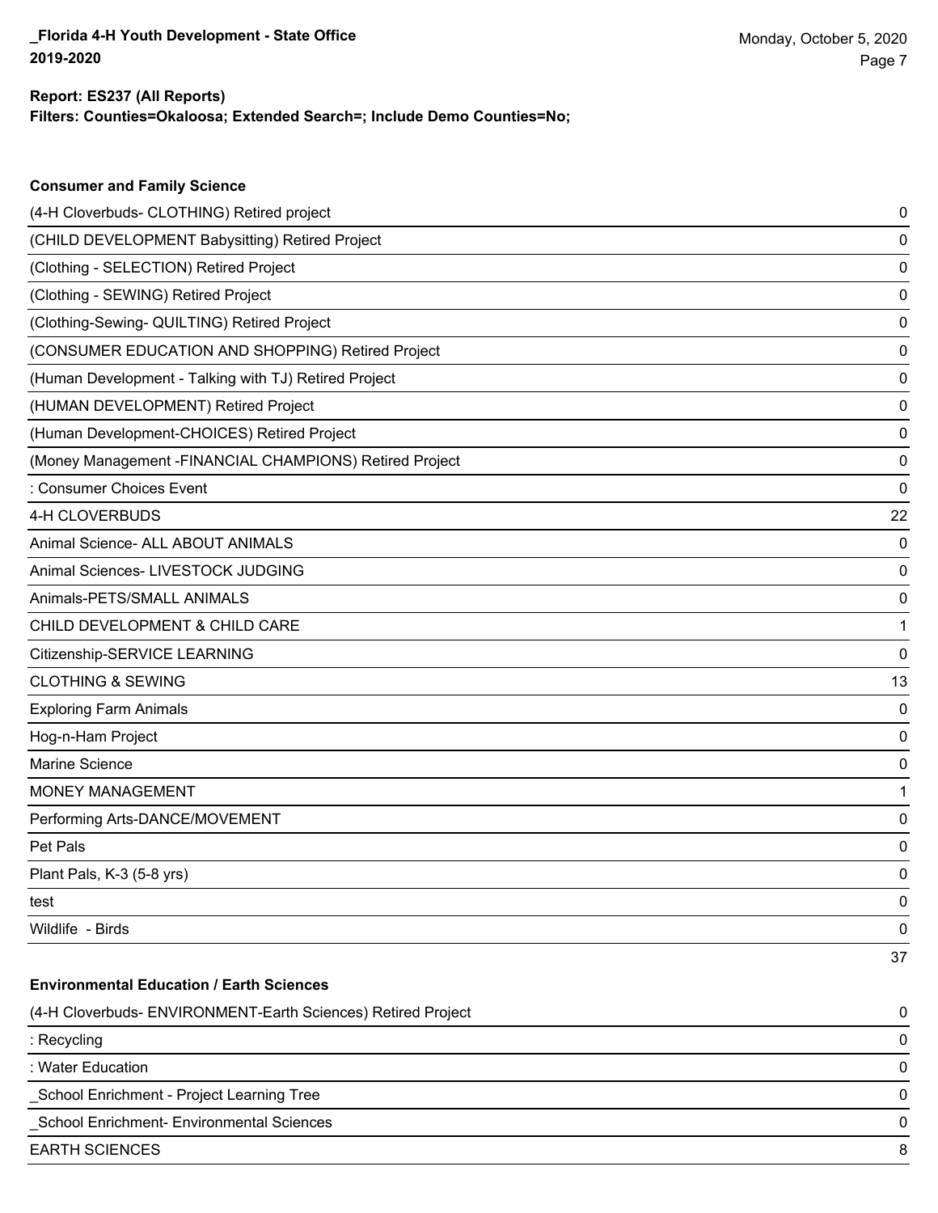**Report: ES237 (All Reports)**
**Filters: Counties=Okaloosa; Extended Search=; Include Demo Counties=No;**

### Consumer and Family Science

| Project | Count |
|---|---|
| (4-H Cloverbuds- CLOTHING) Retired project | 0 |
| (CHILD DEVELOPMENT Babysitting) Retired Project | 0 |
| (Clothing - SELECTION) Retired Project | 0 |
| (Clothing - SEWING) Retired Project | 0 |
| (Clothing-Sewing- QUILTING) Retired Project | 0 |
| (CONSUMER EDUCATION AND SHOPPING) Retired Project | 0 |
| (Human Development - Talking with TJ) Retired Project | 0 |
| (HUMAN DEVELOPMENT) Retired Project | 0 |
| (Human Development-CHOICES) Retired Project | 0 |
| (Money Management -FINANCIAL CHAMPIONS) Retired Project | 0 |
| : Consumer Choices Event | 0 |
| 4-H CLOVERBUDS | 22 |
| Animal Science- ALL ABOUT ANIMALS | 0 |
| Animal Sciences- LIVESTOCK JUDGING | 0 |
| Animals-PETS/SMALL ANIMALS | 0 |
| CHILD DEVELOPMENT & CHILD CARE | 1 |
| Citizenship-SERVICE LEARNING | 0 |
| CLOTHING & SEWING | 13 |
| Exploring Farm Animals | 0 |
| Hog-n-Ham Project | 0 |
| Marine Science | 0 |
| MONEY MANAGEMENT | 1 |
| Performing Arts-DANCE/MOVEMENT | 0 |
| Pet Pals | 0 |
| Plant Pals, K-3 (5-8 yrs) | 0 |
| test | 0 |
| Wildlife - Birds | 0 |
| | 37 |

### Environmental Education / Earth Sciences

| Project | Count |
|---|---|
| (4-H Cloverbuds- ENVIRONMENT-Earth Sciences) Retired Project | 0 |
| : Recycling | 0 |
| : Water Education | 0 |
| _School Enrichment - Project Learning Tree | 0 |
| _School Enrichment- Environmental Sciences | 0 |
| EARTH SCIENCES | 8 |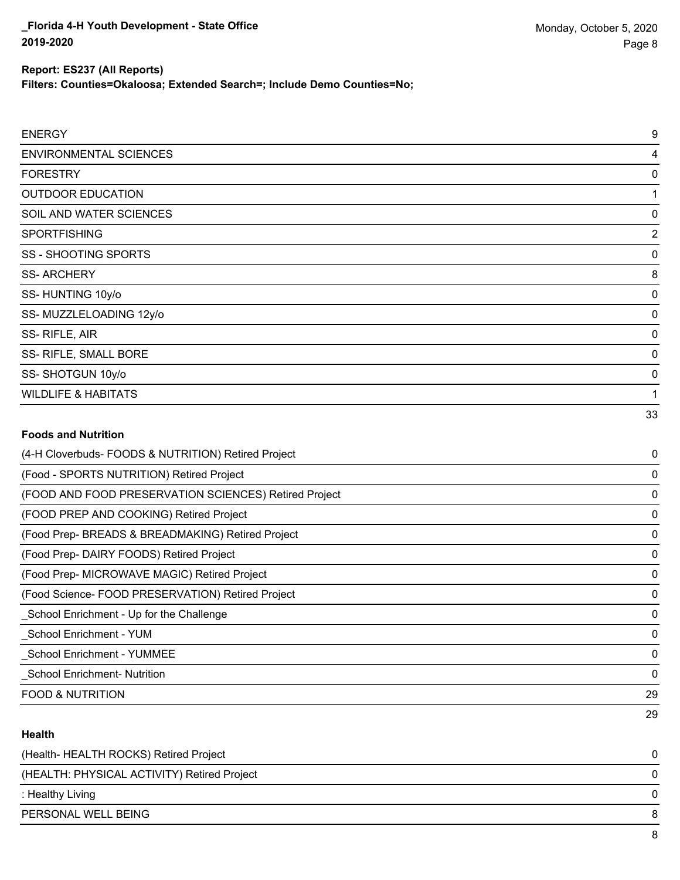**Report: ES237 (All Reports)**
**Filters: Counties=Okaloosa; Extended Search=; Include Demo Counties=No;**

| | |
|---|---|
| ENERGY | 9 |
| ENVIRONMENTAL SCIENCES | 4 |
| FORESTRY | 0 |
| OUTDOOR EDUCATION | 1 |
| SOIL AND WATER SCIENCES | 0 |
| SPORTFISHING | 2 |
| SS - SHOOTING SPORTS | 0 |
| SS- ARCHERY | 8 |
| SS- HUNTING 10y/o | 0 |
| SS- MUZZLELOADING 12y/o | 0 |
| SS- RIFLE, AIR | 0 |
| SS- RIFLE, SMALL BORE | 0 |
| SS- SHOTGUN 10y/o | 0 |
| WILDLIFE & HABITATS | 1 |
| | 33 |

**Foods and Nutrition**

| | |
|---|---|
| (4-H Cloverbuds- FOODS & NUTRITION) Retired Project | 0 |
| (Food - SPORTS NUTRITION) Retired Project | 0 |
| (FOOD AND FOOD PRESERVATION SCIENCES) Retired Project | 0 |
| (FOOD PREP AND COOKING) Retired Project | 0 |
| (Food Prep- BREADS & BREADMAKING) Retired Project | 0 |
| (Food Prep- DAIRY FOODS) Retired Project | 0 |
| (Food Prep- MICROWAVE MAGIC) Retired Project | 0 |
| (Food Science- FOOD PRESERVATION) Retired Project | 0 |
| _School Enrichment - Up for the Challenge | 0 |
| _School Enrichment - YUM | 0 |
| _School Enrichment - YUMMEE | 0 |
| _School Enrichment- Nutrition | 0 |
| FOOD & NUTRITION | 29 |
| | 29 |

**Health**

| | |
|---|---|
| (Health- HEALTH ROCKS) Retired Project | 0 |
| (HEALTH: PHYSICAL ACTIVITY) Retired Project | 0 |
| : Healthy Living | 0 |
| PERSONAL WELL BEING | 8 |
| | 8 |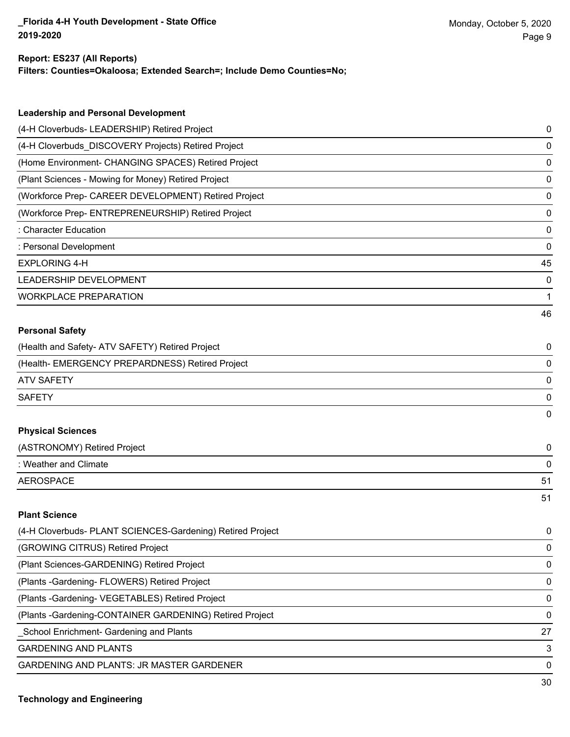**Report: ES237 (All Reports)**
**Filters: Counties=Okaloosa; Extended Search=; Include Demo Counties=No;**

### Leadership and Personal Development

| Project | Count |
|---|---|
| (4-H Cloverbuds- LEADERSHIP) Retired Project | 0 |
| (4-H Cloverbuds_DISCOVERY Projects) Retired Project | 0 |
| (Home Environment- CHANGING SPACES) Retired Project | 0 |
| (Plant Sciences - Mowing for Money) Retired Project | 0 |
| (Workforce Prep- CAREER DEVELOPMENT) Retired Project | 0 |
| (Workforce Prep- ENTREPRENEURSHIP) Retired Project | 0 |
| : Character Education | 0 |
| : Personal Development | 0 |
| EXPLORING 4-H | 45 |
| LEADERSHIP DEVELOPMENT | 0 |
| WORKPLACE PREPARATION | 1 |
| | 46 |

### Personal Safety

| Project | Count |
|---|---|
| (Health and Safety- ATV SAFETY) Retired Project | 0 |
| (Health- EMERGENCY PREPARDNESS) Retired Project | 0 |
| ATV SAFETY | 0 |
| SAFETY | 0 |
| | 0 |

### Physical Sciences

| Project | Count |
|---|---|
| (ASTRONOMY) Retired Project | 0 |
| : Weather and Climate | 0 |
| AEROSPACE | 51 |
| | 51 |

### Plant Science

| Project | Count |
|---|---|
| (4-H Cloverbuds- PLANT SCIENCES-Gardening) Retired Project | 0 |
| (GROWING CITRUS) Retired Project | 0 |
| (Plant Sciences-GARDENING) Retired Project | 0 |
| (Plants -Gardening- FLOWERS) Retired Project | 0 |
| (Plants -Gardening- VEGETABLES) Retired Project | 0 |
| (Plants -Gardening-CONTAINER GARDENING) Retired Project | 0 |
| _School Enrichment- Gardening and Plants | 27 |
| GARDENING AND PLANTS | 3 |
| GARDENING AND PLANTS: JR MASTER GARDENER | 0 |
| | 30 |

### Technology and Engineering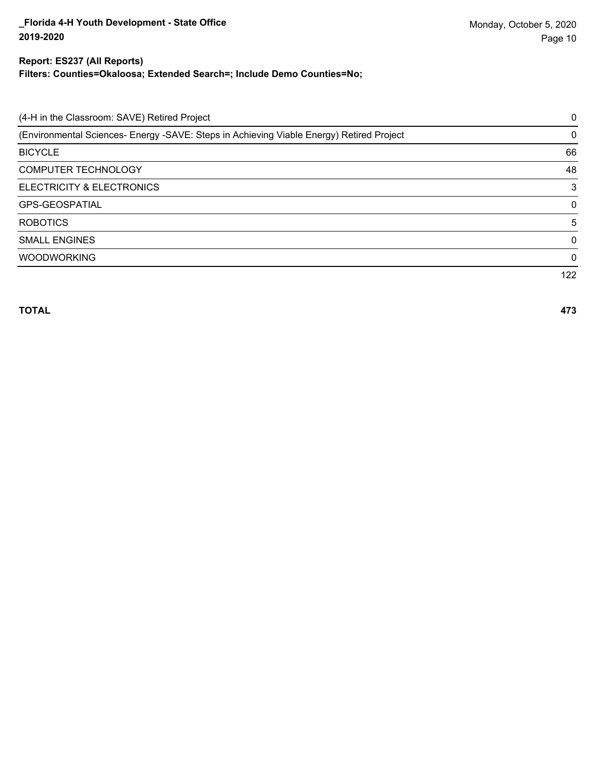**_Florida 4-H Youth Development - State Office**
**2019-2020**

Monday, October 5, 2020

**Report: ES237 (All Reports)**
**Filters: Counties=Okaloosa; Extended Search=; Include Demo Counties=No;**

| | |
|---|---|
| (4-H in the Classroom: SAVE) Retired Project | 0 |
| (Environmental Sciences- Energy -SAVE: Steps in Achieving Viable Energy) Retired Project | 0 |
| BICYCLE | 66 |
| COMPUTER TECHNOLOGY | 48 |
| ELECTRICITY & ELECTRONICS | 3 |
| GPS-GEOSPATIAL | 0 |
| ROBOTICS | 5 |
| SMALL ENGINES | 0 |
| WOODWORKING | 0 |
| | 122 |

| | |
|---|---|
| **TOTAL** | **473** |